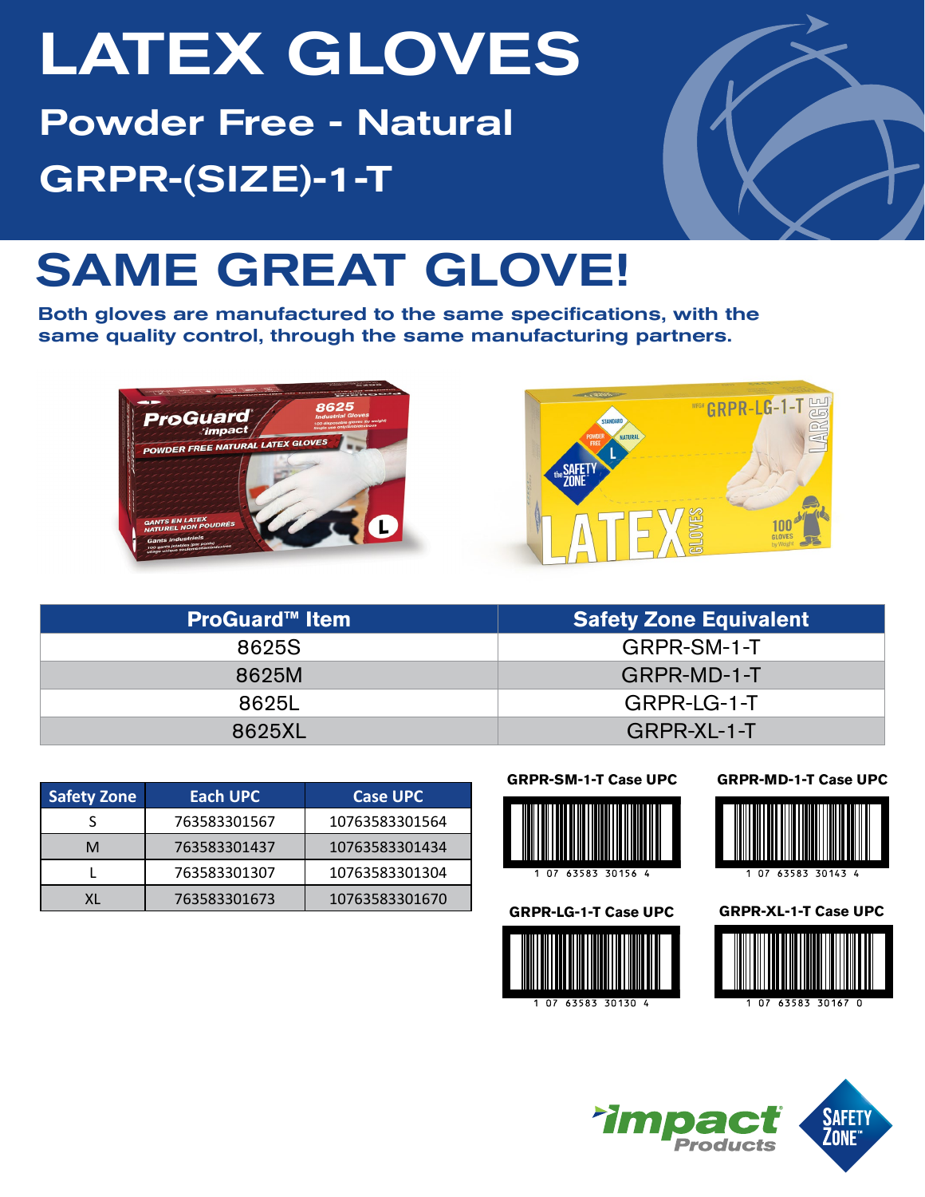# LATEX GLOVES

## Powder Free - Natural

## GRPR-(SIZE)-1-T

# SAME GREAT GLOVE!

**Both gloves are manufactured to the same specifications, with the same quality control, through the same manufacturing partners.**

| ProGuard™ Item | Safety Zone Equivalent |
|---|---|
| 8625S | GRPR-SM-1-T |
| 8625M | GRPR-MD-1-T |
| 8625L | GRPR-LG-1-T |
| 8625XL | GRPR-XL-1-T |

| Safety Zone | Each UPC | Case UPC |
|---|---|---|
| S | 763583301567 | 10763583301564 |
| M | 763583301437 | 10763583301434 |
| L | 763583301307 | 10763583301304 |
| XL | 763583301673 | 10763583301670 |

**GRPR-SM-1-T Case UPC**

1 07 63583 30156 4

**GRPR-MD-1-T Case UPC**

1 07 63583 30143 4

**GRPR-LG-1-T Case UPC**

1 07 63583 30130 4

**GRPR-XL-1-T Case UPC**

1 07 63583 30167 0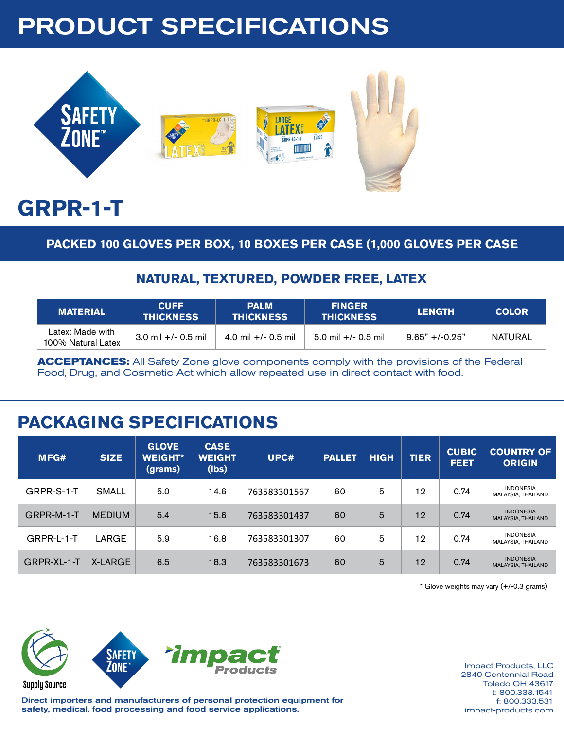# PRODUCT SPECIFICATIONS

## GRPR-1-T

**PACKED 100 GLOVES PER BOX, 10 BOXES PER CASE (1,000 GLOVES PER CASE**

### NATURAL, TEXTURED, POWDER FREE, LATEX

| MATERIAL | CUFF THICKNESS | PALM THICKNESS | FINGER THICKNESS | LENGTH | COLOR |
|---|---|---|---|---|---|
| Latex: Made with 100% Natural Latex | 3.0 mil +/- 0.5 mil | 4.0 mil +/- 0.5 mil | 5.0 mil +/- 0.5 mil | 9.65" +/-0.25" | NATURAL |

**ACCEPTANCES:** All Safety Zone glove components comply with the provisions of the Federal Food, Drug, and Cosmetic Act which allow repeated use in direct contact with food.

## PACKAGING SPECIFICATIONS

| MFG# | SIZE | GLOVE WEIGHT* (grams) | CASE WEIGHT (lbs) | UPC# | PALLET | HIGH | TIER | CUBIC FEET | COUNTRY OF ORIGIN |
|---|---|---|---|---|---|---|---|---|---|
| GRPR-S-1-T | SMALL | 5.0 | 14.6 | 763583301567 | 60 | 5 | 12 | 0.74 | INDONESIA MALAYSIA, THAILAND |
| GRPR-M-1-T | MEDIUM | 5.4 | 15.6 | 763583301437 | 60 | 5 | 12 | 0.74 | INDONESIA MALAYSIA, THAILAND |
| GRPR-L-1-T | LARGE | 5.9 | 16.8 | 763583301307 | 60 | 5 | 12 | 0.74 | INDONESIA MALAYSIA, THAILAND |
| GRPR-XL-1-T | X-LARGE | 6.5 | 18.3 | 763583301673 | 60 | 5 | 12 | 0.74 | INDONESIA MALAYSIA, THAILAND |

* Glove weights may vary (+/-0.3 grams)

Supply Source

**Direct importers and manufacturers of personal protection equipment for safety, medical, food processing and food service applications.**

Impact Products, LLC
2840 Centennial Road
Toledo OH 43617
t: 800.333.1541
f: 800.333.531
impact-products.com